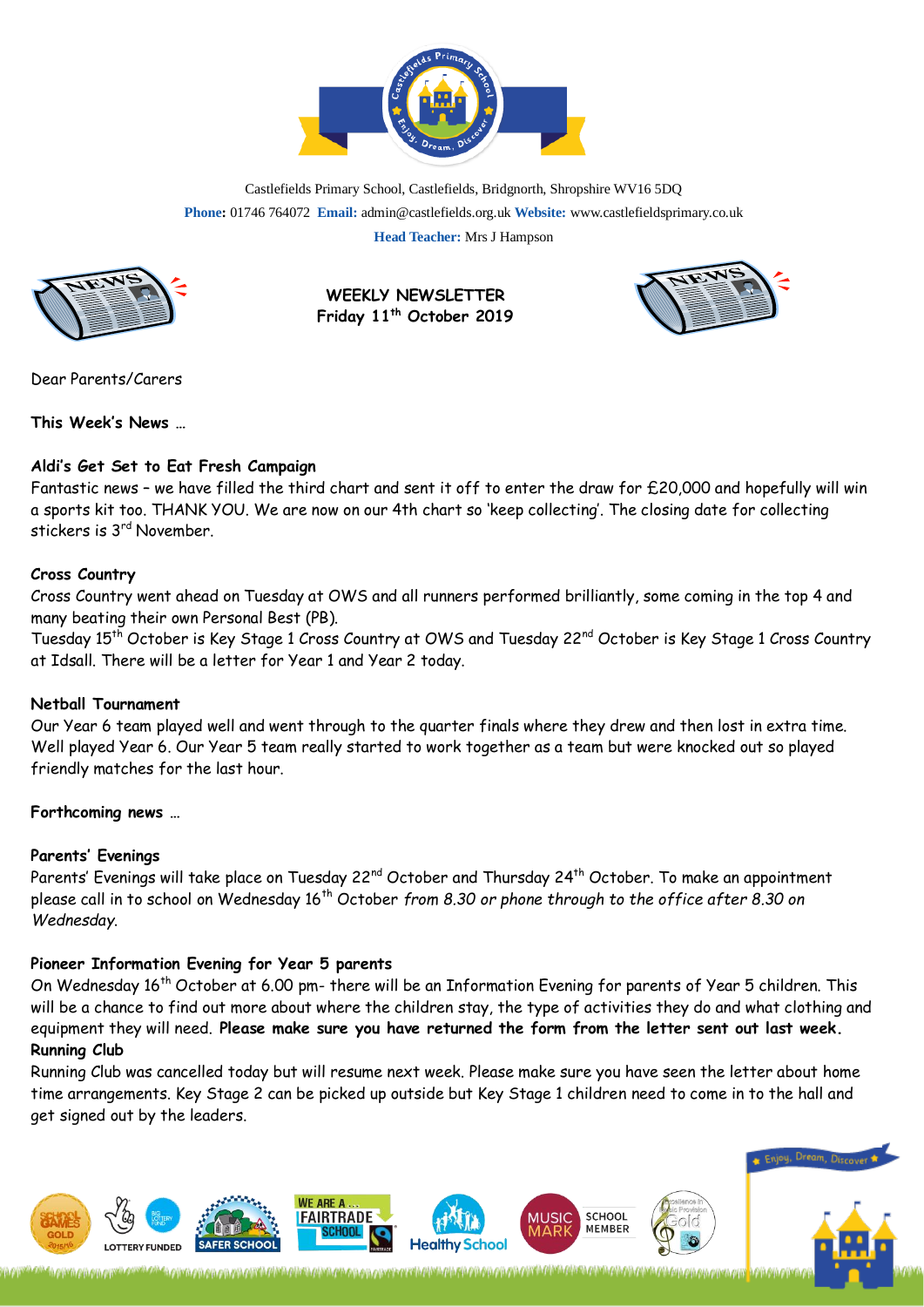Castlefields Primary School, Castlefields, Bridgnorth, Shropshire WV16 5DQ

**Phone:** 01746 764072 **Email:** admin@castlefields.org.uk **Website:** www.castlefieldsprimary.co.uk

**Head Teacher:** Mrs J Hampson

**WEEKLY NEWSLETTER**
**Friday 11th October 2019**

Dear Parents/Carers

**This Week's News …**

**Aldi's Get Set to Eat Fresh Campaign**
Fantastic news – we have filled the third chart and sent it off to enter the draw for £20,000 and hopefully will win a sports kit too. THANK YOU. We are now on our 4th chart so 'keep collecting'. The closing date for collecting stickers is 3rd November.

**Cross Country**
Cross Country went ahead on Tuesday at OWS and all runners performed brilliantly, some coming in the top 4 and many beating their own Personal Best (PB).
Tuesday 15th October is Key Stage 1 Cross Country at OWS and Tuesday 22nd October is Key Stage 1 Cross Country at Idsall. There will be a letter for Year 1 and Year 2 today.

**Netball Tournament**
Our Year 6 team played well and went through to the quarter finals where they drew and then lost in extra time. Well played Year 6. Our Year 5 team really started to work together as a team but were knocked out so played friendly matches for the last hour.

**Forthcoming news …**

**Parents' Evenings**
Parents' Evenings will take place on Tuesday 22nd October and Thursday 24th October. To make an appointment please call in to school on Wednesday 16th October *from 8.30 or phone through to the office after 8.30 on Wednesday.*

**Pioneer Information Evening for Year 5 parents**
On Wednesday 16th October at 6.00 pm- there will be an Information Evening for parents of Year 5 children. This will be a chance to find out more about where the children stay, the type of activities they do and what clothing and equipment they will need. **Please make sure you have returned the form from the letter sent out last week.**

**Running Club**
Running Club was cancelled today but will resume next week. Please make sure you have seen the letter about home time arrangements. Key Stage 2 can be picked up outside but Key Stage 1 children need to come in to the hall and get signed out by the leaders.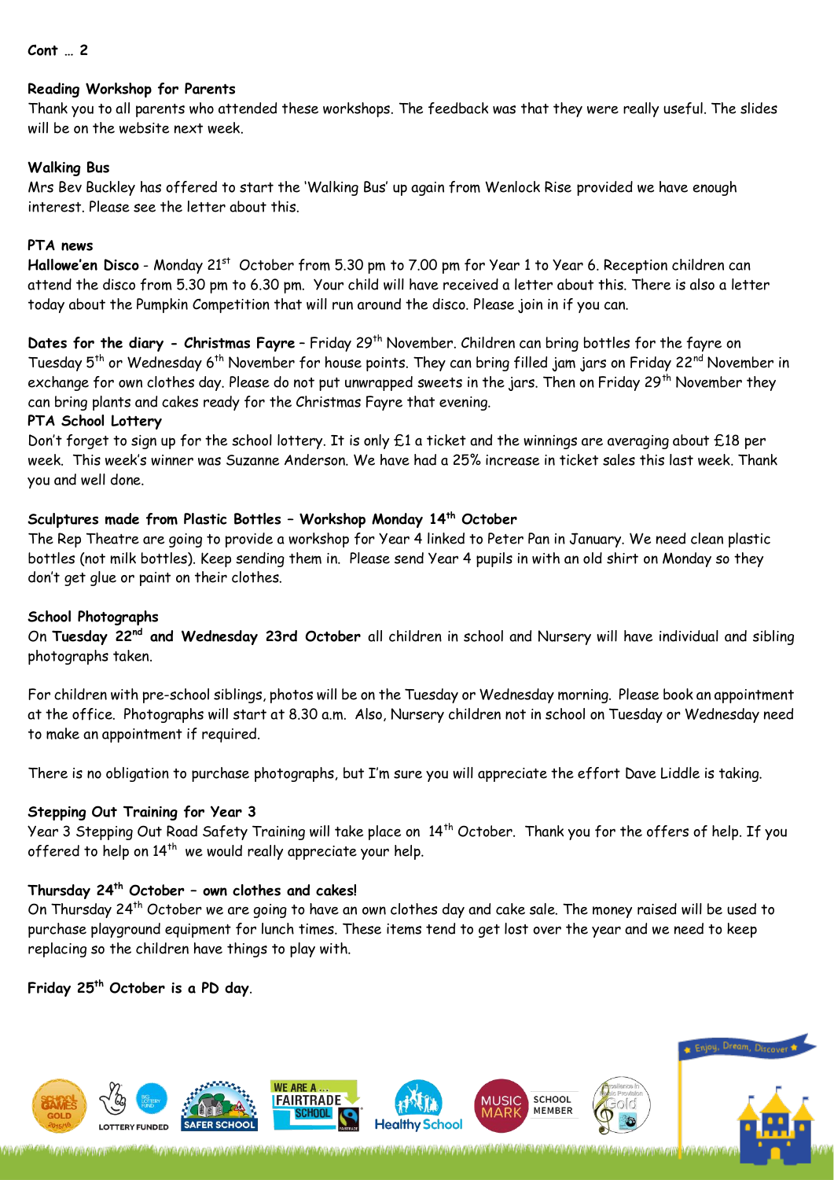**Cont … 2**

**Reading Workshop for Parents**

Thank you to all parents who attended these workshops. The feedback was that they were really useful. The slides will be on the website next week.

**Walking Bus**

Mrs Bev Buckley has offered to start the 'Walking Bus' up again from Wenlock Rise provided we have enough interest. Please see the letter about this.

**PTA news**

**Hallowe'en Disco** - Monday 21st October from 5.30 pm to 7.00 pm for Year 1 to Year 6. Reception children can attend the disco from 5.30 pm to 6.30 pm. Your child will have received a letter about this. There is also a letter today about the Pumpkin Competition that will run around the disco. Please join in if you can.

**Dates for the diary - Christmas Fayre** – Friday 29th November. Children can bring bottles for the fayre on Tuesday 5th or Wednesday 6th November for house points. They can bring filled jam jars on Friday 22nd November in exchange for own clothes day. Please do not put unwrapped sweets in the jars. Then on Friday 29th November they can bring plants and cakes ready for the Christmas Fayre that evening.

**PTA School Lottery**

Don't forget to sign up for the school lottery. It is only £1 a ticket and the winnings are averaging about £18 per week. This week's winner was Suzanne Anderson. We have had a 25% increase in ticket sales this last week. Thank you and well done.

**Sculptures made from Plastic Bottles – Workshop Monday 14th October**

The Rep Theatre are going to provide a workshop for Year 4 linked to Peter Pan in January. We need clean plastic bottles (not milk bottles). Keep sending them in. Please send Year 4 pupils in with an old shirt on Monday so they don't get glue or paint on their clothes.

**School Photographs**

On **Tuesday 22nd and Wednesday 23rd October** all children in school and Nursery will have individual and sibling photographs taken.

For children with pre-school siblings, photos will be on the Tuesday or Wednesday morning. Please book an appointment at the office. Photographs will start at 8.30 a.m. Also, Nursery children not in school on Tuesday or Wednesday need to make an appointment if required.

There is no obligation to purchase photographs, but I'm sure you will appreciate the effort Dave Liddle is taking.

**Stepping Out Training for Year 3**

Year 3 Stepping Out Road Safety Training will take place on 14th October. Thank you for the offers of help. If you offered to help on 14th we would really appreciate your help.

**Thursday 24th October – own clothes and cakes!**

On Thursday 24th October we are going to have an own clothes day and cake sale. The money raised will be used to purchase playground equipment for lunch times. These items tend to get lost over the year and we need to keep replacing so the children have things to play with.

**Friday 25th October is a PD day**.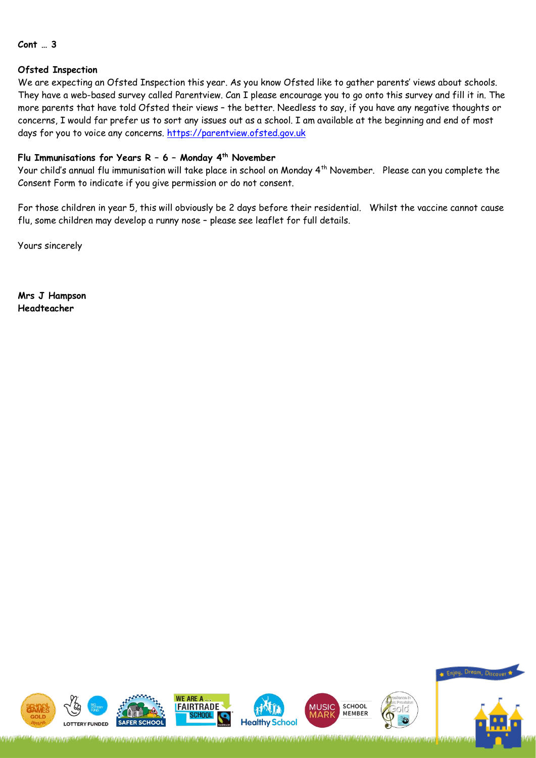**Cont … 3**

**Ofsted Inspection**

We are expecting an Ofsted Inspection this year. As you know Ofsted like to gather parents' views about schools. They have a web-based survey called Parentview. Can I please encourage you to go onto this survey and fill it in. The more parents that have told Ofsted their views – the better. Needless to say, if you have any negative thoughts or concerns, I would far prefer us to sort any issues out as a school. I am available at the beginning and end of most days for you to voice any concerns. https://parentview.ofsted.gov.uk

**Flu Immunisations for Years R – 6 – Monday 4th November**

Your child's annual flu immunisation will take place in school on Monday 4th November. Please can you complete the Consent Form to indicate if you give permission or do not consent.

For those children in year 5, this will obviously be 2 days before their residential. Whilst the vaccine cannot cause flu, some children may develop a runny nose – please see leaflet for full details.

Yours sincerely

**Mrs J Hampson**
**Headteacher**